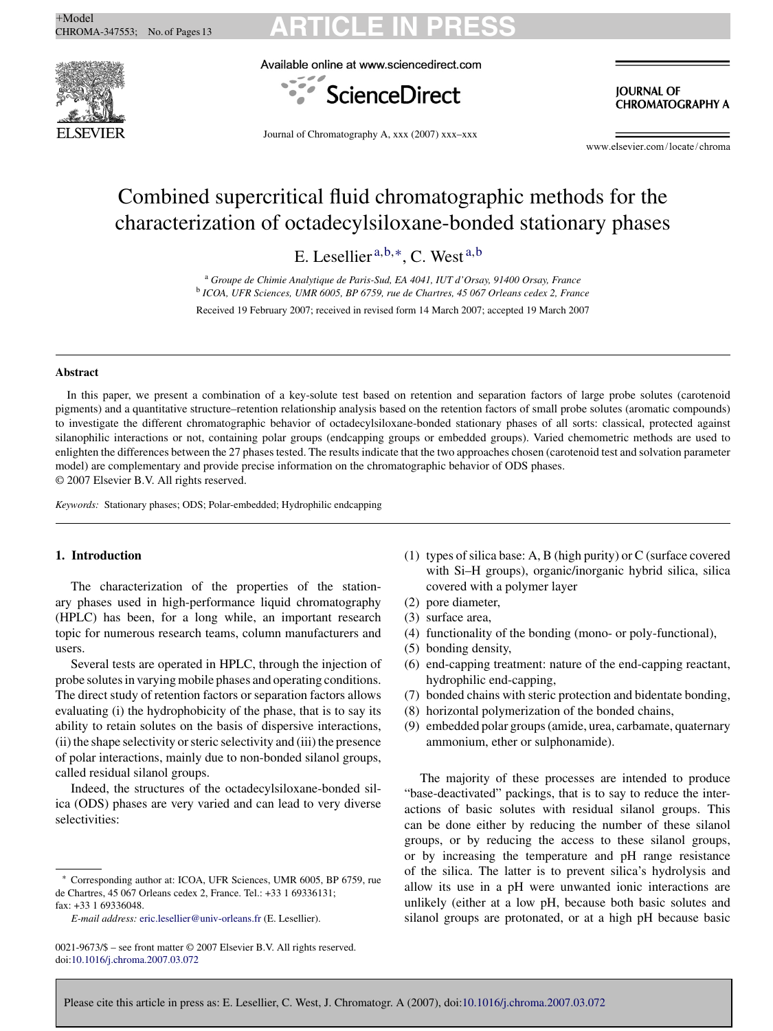# Combined supercritical fluid chromatographic methods for the characterization of octadecylsiloxane-bonded stationary phases

E. Lesellier[a,b,*], C. West[a,b]

[a] *Groupe de Chimie Analytique de Paris-Sud, EA 4041, IUT d'Orsay, 91400 Orsay, France*
[b] *ICOA, UFR Sciences, UMR 6005, BP 6759, rue de Chartres, 45 067 Orleans cedex 2, France*

Received 19 February 2007; received in revised form 14 March 2007; accepted 19 March 2007

## Abstract

In this paper, we present a combination of a key-solute test based on retention and separation factors of large probe solutes (carotenoid pigments) and a quantitative structure–retention relationship analysis based on the retention factors of small probe solutes (aromatic compounds) to investigate the different chromatographic behavior of octadecylsiloxane-bonded stationary phases of all sorts: classical, protected against silanophilic interactions or not, containing polar groups (endcapping groups or embedded groups). Varied chemometric methods are used to enlighten the differences between the 27 phases tested. The results indicate that the two approaches chosen (carotenoid test and solvation parameter model) are complementary and provide precise information on the chromatographic behavior of ODS phases.
© 2007 Elsevier B.V. All rights reserved.

*Keywords:* Stationary phases; ODS; Polar-embedded; Hydrophilic endcapping

## 1. Introduction

The characterization of the properties of the stationary phases used in high-performance liquid chromatography (HPLC) has been, for a long while, an important research topic for numerous research teams, column manufacturers and users.

Several tests are operated in HPLC, through the injection of probe solutes in varying mobile phases and operating conditions. The direct study of retention factors or separation factors allows evaluating (i) the hydrophobicity of the phase, that is to say its ability to retain solutes on the basis of dispersive interactions, (ii) the shape selectivity or steric selectivity and (iii) the presence of polar interactions, mainly due to non-bonded silanol groups, called residual silanol groups.

Indeed, the structures of the octadecylsiloxane-bonded silica (ODS) phases are very varied and can lead to very diverse selectivities:

(1) types of silica base: A, B (high purity) or C (surface covered with Si–H groups), organic/inorganic hybrid silica, silica covered with a polymer layer
(2) pore diameter,
(3) surface area,
(4) functionality of the bonding (mono- or poly-functional),
(5) bonding density,
(6) end-capping treatment: nature of the end-capping reactant, hydrophilic end-capping,
(7) bonded chains with steric protection and bidentate bonding,
(8) horizontal polymerization of the bonded chains,
(9) embedded polar groups (amide, urea, carbamate, quaternary ammonium, ether or sulphonamide).

The majority of these processes are intended to produce "base-deactivated" packings, that is to say to reduce the interactions of basic solutes with residual silanol groups. This can be done either by reducing the number of these silanol groups, or by reducing the access to these silanol groups, or by increasing the temperature and pH range resistance of the silica. The latter is to prevent silica's hydrolysis and allow its use in a pH were unwanted ionic interactions are unlikely (either at a low pH, because both basic solutes and silanol groups are protonated, or at a high pH because basic

* Corresponding author at: ICOA, UFR Sciences, UMR 6005, BP 6759, rue de Chartres, 45 067 Orleans cedex 2, France. Tel.: +33 1 69336131; fax: +33 1 69336048.
*E-mail address:* eric.lesellier@univ-orleans.fr (E. Lesellier).

0021-9673/$ – see front matter © 2007 Elsevier B.V. All rights reserved.
doi:10.1016/j.chroma.2007.03.072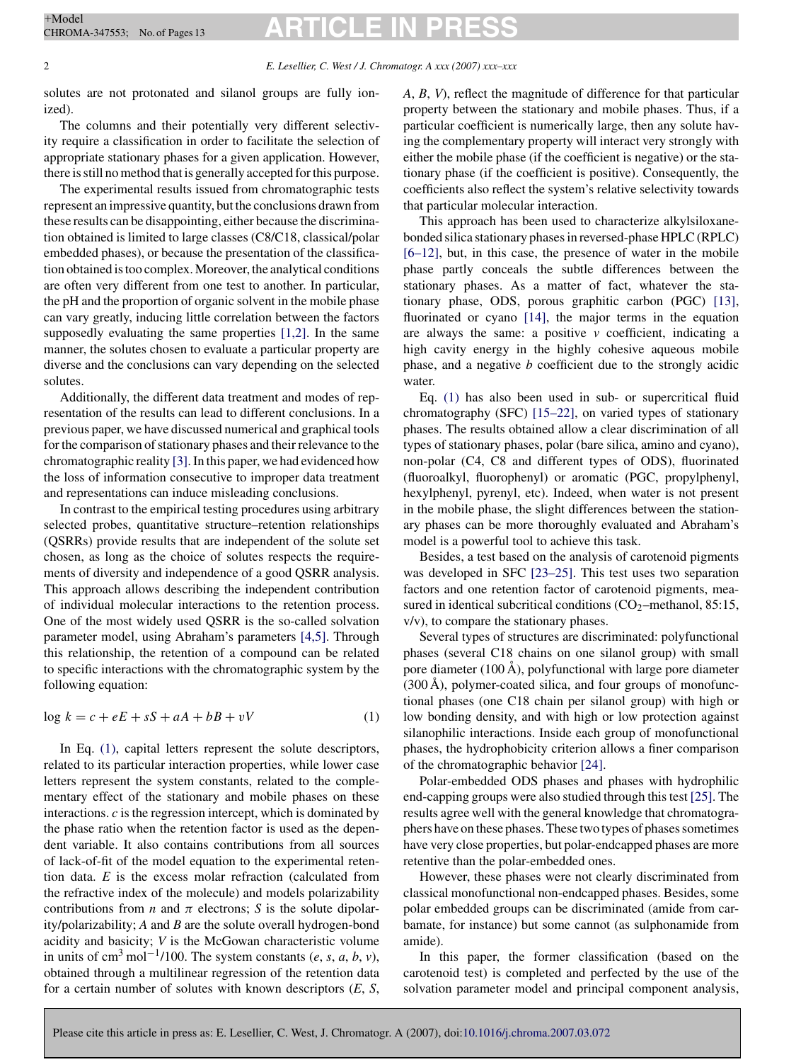solutes are not protonated and silanol groups are fully ionized).

The columns and their potentially very different selectivity require a classification in order to facilitate the selection of appropriate stationary phases for a given application. However, there is still no method that is generally accepted for this purpose.

The experimental results issued from chromatographic tests represent an impressive quantity, but the conclusions drawn from these results can be disappointing, either because the discrimination obtained is limited to large classes (C8/C18, classical/polar embedded phases), or because the presentation of the classification obtained is too complex. Moreover, the analytical conditions are often very different from one test to another. In particular, the pH and the proportion of organic solvent in the mobile phase can vary greatly, inducing little correlation between the factors supposedly evaluating the same properties [1,2]. In the same manner, the solutes chosen to evaluate a particular property are diverse and the conclusions can vary depending on the selected solutes.

Additionally, the different data treatment and modes of representation of the results can lead to different conclusions. In a previous paper, we have discussed numerical and graphical tools for the comparison of stationary phases and their relevance to the chromatographic reality [3]. In this paper, we had evidenced how the loss of information consecutive to improper data treatment and representations can induce misleading conclusions.

In contrast to the empirical testing procedures using arbitrary selected probes, quantitative structure–retention relationships (QSRRs) provide results that are independent of the solute set chosen, as long as the choice of solutes respects the requirements of diversity and independence of a good QSRR analysis. This approach allows describing the independent contribution of individual molecular interactions to the retention process. One of the most widely used QSRR is the so-called solvation parameter model, using Abraham's parameters [4,5]. Through this relationship, the retention of a compound can be related to specific interactions with the chromatographic system by the following equation:

$$\log k = c + eE + sS + aA + bB + vV \tag{1}$$

In Eq. (1), capital letters represent the solute descriptors, related to its particular interaction properties, while lower case letters represent the system constants, related to the complementary effect of the stationary and mobile phases on these interactions. $c$ is the regression intercept, which is dominated by the phase ratio when the retention factor is used as the dependent variable. It also contains contributions from all sources of lack-of-fit of the model equation to the experimental retention data. $E$ is the excess molar refraction (calculated from the refractive index of the molecule) and models polarizability contributions from $n$ and $\pi$ electrons; $S$ is the solute dipolarity/polarizability; $A$ and $B$ are the solute overall hydrogen-bond acidity and basicity; $V$ is the McGowan characteristic volume in units of $cm^3 \, mol^{-1}/100$. The system constants ($e$, $s$, $a$, $b$, $v$), obtained through a multilinear regression of the retention data for a certain number of solutes with known descriptors ($E$, $S$, $A$, $B$, $V$), reflect the magnitude of difference for that particular property between the stationary and mobile phases. Thus, if a particular coefficient is numerically large, then any solute having the complementary property will interact very strongly with either the mobile phase (if the coefficient is negative) or the stationary phase (if the coefficient is positive). Consequently, the coefficients also reflect the system's relative selectivity towards that particular molecular interaction.

This approach has been used to characterize alkylsiloxane-bonded silica stationary phases in reversed-phase HPLC (RPLC) [6–12], but, in this case, the presence of water in the mobile phase partly conceals the subtle differences between the stationary phases. As a matter of fact, whatever the stationary phase, ODS, porous graphitic carbon (PGC) [13], fluorinated or cyano [14], the major terms in the equation are always the same: a positive $v$ coefficient, indicating a high cavity energy in the highly cohesive aqueous mobile phase, and a negative $b$ coefficient due to the strongly acidic water.

Eq. (1) has also been used in sub- or supercritical fluid chromatography (SFC) [15–22], on varied types of stationary phases. The results obtained allow a clear discrimination of all types of stationary phases, polar (bare silica, amino and cyano), non-polar (C4, C8 and different types of ODS), fluorinated (fluoroalkyl, fluorophenyl) or aromatic (PGC, propylphenyl, hexylphenyl, pyrenyl, etc). Indeed, when water is not present in the mobile phase, the slight differences between the stationary phases can be more thoroughly evaluated and Abraham's model is a powerful tool to achieve this task.

Besides, a test based on the analysis of carotenoid pigments was developed in SFC [23–25]. This test uses two separation factors and one retention factor of carotenoid pigments, measured in identical subcritical conditions ($CO_2$–methanol, 85:15, v/v), to compare the stationary phases.

Several types of structures are discriminated: polyfunctional phases (several C18 chains on one silanol group) with small pore diameter (100 Å), polyfunctional with large pore diameter (300 Å), polymer-coated silica, and four groups of monofunctional phases (one C18 chain per silanol group) with high or low bonding density, and with high or low protection against silanophilic interactions. Inside each group of monofunctional phases, the hydrophobicity criterion allows a finer comparison of the chromatographic behavior [24].

Polar-embedded ODS phases and phases with hydrophilic end-capping groups were also studied through this test [25]. The results agree well with the general knowledge that chromatographers have on these phases. These two types of phases sometimes have very close properties, but polar-endcapped phases are more retentive than the polar-embedded ones.

However, these phases were not clearly discriminated from classical monofunctional non-endcapped phases. Besides, some polar embedded groups can be discriminated (amide from carbamate, for instance) but some cannot (as sulphonamide from amide).

In this paper, the former classification (based on the carotenoid test) is completed and perfected by the use of the solvation parameter model and principal component analysis,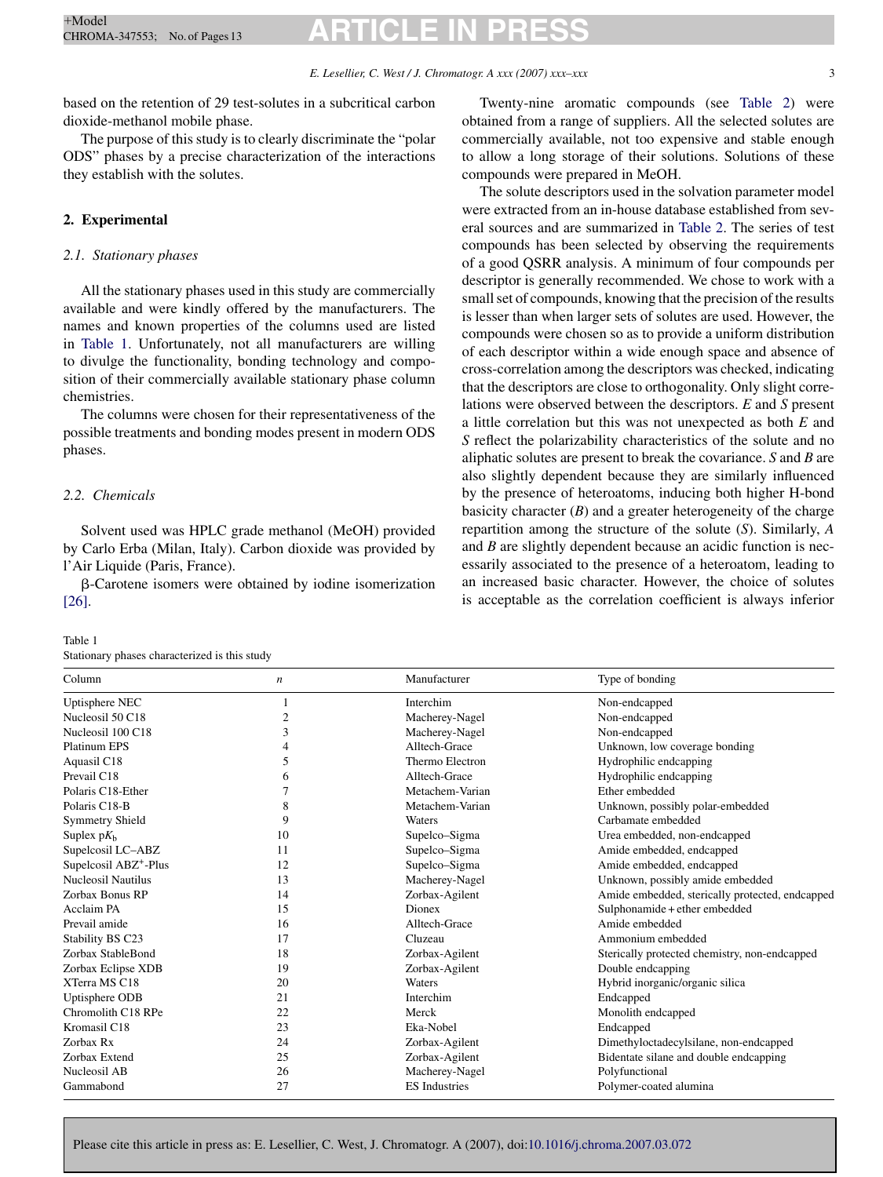based on the retention of 29 test-solutes in a subcritical carbon dioxide-methanol mobile phase.

The purpose of this study is to clearly discriminate the "polar ODS" phases by a precise characterization of the interactions they establish with the solutes.

## 2. Experimental

### 2.1. Stationary phases

All the stationary phases used in this study are commercially available and were kindly offered by the manufacturers. The names and known properties of the columns used are listed in Table 1. Unfortunately, not all manufacturers are willing to divulge the functionality, bonding technology and composition of their commercially available stationary phase column chemistries.

The columns were chosen for their representativeness of the possible treatments and bonding modes present in modern ODS phases.

### 2.2. Chemicals

Solvent used was HPLC grade methanol (MeOH) provided by Carlo Erba (Milan, Italy). Carbon dioxide was provided by l'Air Liquide (Paris, France).

β-Carotene isomers were obtained by iodine isomerization [26].

Twenty-nine aromatic compounds (see Table 2) were obtained from a range of suppliers. All the selected solutes are commercially available, not too expensive and stable enough to allow a long storage of their solutions. Solutions of these compounds were prepared in MeOH.

The solute descriptors used in the solvation parameter model were extracted from an in-house database established from several sources and are summarized in Table 2. The series of test compounds has been selected by observing the requirements of a good QSRR analysis. A minimum of four compounds per descriptor is generally recommended. We chose to work with a small set of compounds, knowing that the precision of the results is lesser than when larger sets of solutes are used. However, the compounds were chosen so as to provide a uniform distribution of each descriptor within a wide enough space and absence of cross-correlation among the descriptors was checked, indicating that the descriptors are close to orthogonality. Only slight correlations were observed between the descriptors. $E$ and $S$ present a little correlation but this was not unexpected as both $E$ and $S$ reflect the polarizability characteristics of the solute and no aliphatic solutes are present to break the covariance. $S$ and $B$ are also slightly dependent because they are similarly influenced by the presence of heteroatoms, inducing both higher H-bond basicity character ($B$) and a greater heterogeneity of the charge repartition among the structure of the solute ($S$). Similarly, $A$ and $B$ are slightly dependent because an acidic function is necessarily associated to the presence of a heteroatom, leading to an increased basic character. However, the choice of solutes is acceptable as the correlation coefficient is always inferior

Table 1
Stationary phases characterized is this study

| Column | $n$ | Manufacturer | Type of bonding |
|---|---|---|---|
| Uptisphere NEC | 1 | Interchim | Non-endcapped |
| Nucleosil 50 C18 | 2 | Macherey-Nagel | Non-endcapped |
| Nucleosil 100 C18 | 3 | Macherey-Nagel | Non-endcapped |
| Platinum EPS | 4 | Alltech-Grace | Unknown, low coverage bonding |
| Aquasil C18 | 5 | Thermo Electron | Hydrophilic endcapping |
| Prevail C18 | 6 | Alltech-Grace | Hydrophilic endcapping |
| Polaris C18-Ether | 7 | Metachem-Varian | Ether embedded |
| Polaris C18-B | 8 | Metachem-Varian | Unknown, possibly polar-embedded |
| Symmetry Shield | 9 | Waters | Carbamate embedded |
| Suplex p$K_b$ | 10 | Supelco–Sigma | Urea embedded, non-endcapped |
| Supelcosil LC–ABZ | 11 | Supelco–Sigma | Amide embedded, endcapped |
| Supelcosil ABZ$^+$-Plus | 12 | Supelco–Sigma | Amide embedded, endcapped |
| Nucleosil Nautilus | 13 | Macherey-Nagel | Unknown, possibly amide embedded |
| Zorbax Bonus RP | 14 | Zorbax-Agilent | Amide embedded, sterically protected, endcapped |
| Acclaim PA | 15 | Dionex | Sulphonamide + ether embedded |
| Prevail amide | 16 | Alltech-Grace | Amide embedded |
| Stability BS C23 | 17 | Cluzeau | Ammonium embedded |
| Zorbax StableBond | 18 | Zorbax-Agilent | Sterically protected chemistry, non-endcapped |
| Zorbax Eclipse XDB | 19 | Zorbax-Agilent | Double endcapping |
| XTerra MS C18 | 20 | Waters | Hybrid inorganic/organic silica |
| Uptisphere ODB | 21 | Interchim | Endcapped |
| Chromolith C18 RPe | 22 | Merck | Monolith endcapped |
| Kromasil C18 | 23 | Eka-Nobel | Endcapped |
| Zorbax Rx | 24 | Zorbax-Agilent | Dimethyloctadecylsilane, non-endcapped |
| Zorbax Extend | 25 | Zorbax-Agilent | Bidentate silane and double endcapping |
| Nucleosil AB | 26 | Macherey-Nagel | Polyfunctional |
| Gammabond | 27 | ES Industries | Polymer-coated alumina |

Please cite this article in press as: E. Lesellier, C. West, J. Chromatogr. A (2007), doi:10.1016/j.chroma.2007.03.072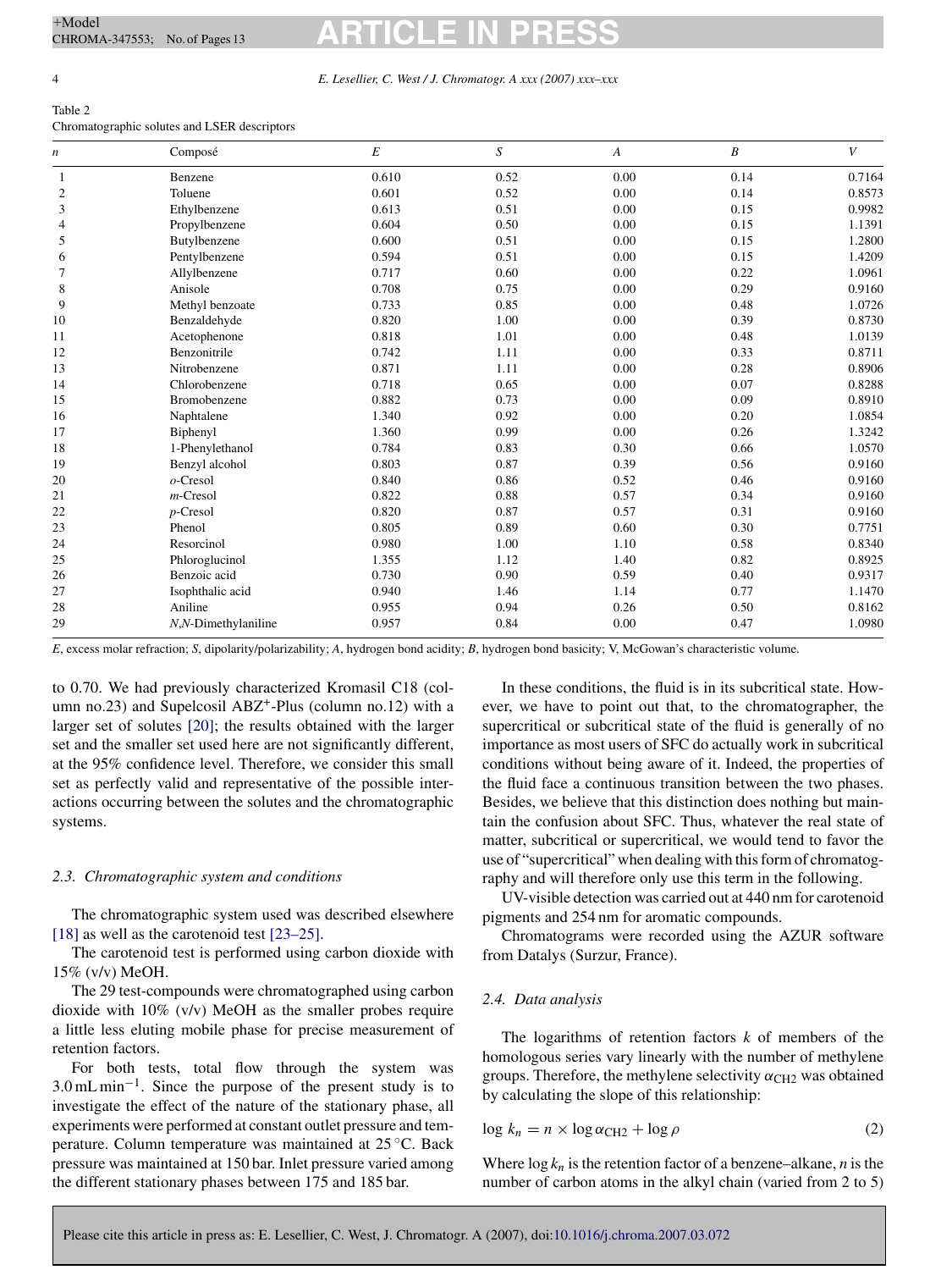Table 2
Chromatographic solutes and LSER descriptors

| *n* | Composé | *E* | *S* | *A* | *B* | *V* |
|---|---|---|---|---|---|---|
| 1 | Benzene | 0.610 | 0.52 | 0.00 | 0.14 | 0.7164 |
| 2 | Toluene | 0.601 | 0.52 | 0.00 | 0.14 | 0.8573 |
| 3 | Ethylbenzene | 0.613 | 0.51 | 0.00 | 0.15 | 0.9982 |
| 4 | Propylbenzene | 0.604 | 0.50 | 0.00 | 0.15 | 1.1391 |
| 5 | Butylbenzene | 0.600 | 0.51 | 0.00 | 0.15 | 1.2800 |
| 6 | Pentylbenzene | 0.594 | 0.51 | 0.00 | 0.15 | 1.4209 |
| 7 | Allylbenzene | 0.717 | 0.60 | 0.00 | 0.22 | 1.0961 |
| 8 | Anisole | 0.708 | 0.75 | 0.00 | 0.29 | 0.9160 |
| 9 | Methyl benzoate | 0.733 | 0.85 | 0.00 | 0.48 | 1.0726 |
| 10 | Benzaldehyde | 0.820 | 1.00 | 0.00 | 0.39 | 0.8730 |
| 11 | Acetophenone | 0.818 | 1.01 | 0.00 | 0.48 | 1.0139 |
| 12 | Benzonitrile | 0.742 | 1.11 | 0.00 | 0.33 | 0.8711 |
| 13 | Nitrobenzene | 0.871 | 1.11 | 0.00 | 0.28 | 0.8906 |
| 14 | Chlorobenzene | 0.718 | 0.65 | 0.00 | 0.07 | 0.8288 |
| 15 | Bromobenzene | 0.882 | 0.73 | 0.00 | 0.09 | 0.8910 |
| 16 | Naphtalene | 1.340 | 0.92 | 0.00 | 0.20 | 1.0854 |
| 17 | Biphenyl | 1.360 | 0.99 | 0.00 | 0.26 | 1.3242 |
| 18 | 1-Phenylethanol | 0.784 | 0.83 | 0.30 | 0.66 | 1.0570 |
| 19 | Benzyl alcohol | 0.803 | 0.87 | 0.39 | 0.56 | 0.9160 |
| 20 | *o*-Cresol | 0.840 | 0.86 | 0.52 | 0.46 | 0.9160 |
| 21 | *m*-Cresol | 0.822 | 0.88 | 0.57 | 0.34 | 0.9160 |
| 22 | *p*-Cresol | 0.820 | 0.87 | 0.57 | 0.31 | 0.9160 |
| 23 | Phenol | 0.805 | 0.89 | 0.60 | 0.30 | 0.7751 |
| 24 | Resorcinol | 0.980 | 1.00 | 1.10 | 0.58 | 0.8340 |
| 25 | Phloroglucinol | 1.355 | 1.12 | 1.40 | 0.82 | 0.8925 |
| 26 | Benzoic acid | 0.730 | 0.90 | 0.59 | 0.40 | 0.9317 |
| 27 | Isophthalic acid | 0.940 | 1.46 | 1.14 | 0.77 | 1.1470 |
| 28 | Aniline | 0.955 | 0.94 | 0.26 | 0.50 | 0.8162 |
| 29 | *N*,*N*-Dimethylaniline | 0.957 | 0.84 | 0.00 | 0.47 | 1.0980 |

*E*, excess molar refraction; *S*, dipolarity/polarizability; *A*, hydrogen bond acidity; *B*, hydrogen bond basicity; V, McGowan's characteristic volume.

to 0.70. We had previously characterized Kromasil C18 (column no.23) and Supelcosil ABZ$^+$-Plus (column no.12) with a larger set of solutes [20]; the results obtained with the larger set and the smaller set used here are not significantly different, at the 95% confidence level. Therefore, we consider this small set as perfectly valid and representative of the possible interactions occurring between the solutes and the chromatographic systems.

### 2.3. Chromatographic system and conditions

The chromatographic system used was described elsewhere [18] as well as the carotenoid test [23–25].

The carotenoid test is performed using carbon dioxide with 15% (v/v) MeOH.

The 29 test-compounds were chromatographed using carbon dioxide with 10% (v/v) MeOH as the smaller probes require a little less eluting mobile phase for precise measurement of retention factors.

For both tests, total flow through the system was 3.0 mL min$^{-1}$. Since the purpose of the present study is to investigate the effect of the nature of the stationary phase, all experiments were performed at constant outlet pressure and temperature. Column temperature was maintained at 25 °C. Back pressure was maintained at 150 bar. Inlet pressure varied among the different stationary phases between 175 and 185 bar.

In these conditions, the fluid is in its subcritical state. However, we have to point out that, to the chromatographer, the supercritical or subcritical state of the fluid is generally of no importance as most users of SFC do actually work in subcritical conditions without being aware of it. Indeed, the properties of the fluid face a continuous transition between the two phases. Besides, we believe that this distinction does nothing but maintain the confusion about SFC. Thus, whatever the real state of matter, subcritical or supercritical, we would tend to favor the use of "supercritical" when dealing with this form of chromatography and will therefore only use this term in the following.

UV-visible detection was carried out at 440 nm for carotenoid pigments and 254 nm for aromatic compounds.

Chromatograms were recorded using the AZUR software from Datalys (Surzur, France).

### 2.4. Data analysis

The logarithms of retention factors *k* of members of the homologous series vary linearly with the number of methylene groups. Therefore, the methylene selectivity $\alpha_{CH2}$ was obtained by calculating the slope of this relationship:

$$\log k_n = n \times \log \alpha_{CH2} + \log \rho \quad (2)$$

Where $\log k_n$ is the retention factor of a benzene–alkane, *n* is the number of carbon atoms in the alkyl chain (varied from 2 to 5)

Please cite this article in press as: E. Lesellier, C. West, J. Chromatogr. A (2007), doi:10.1016/j.chroma.2007.03.072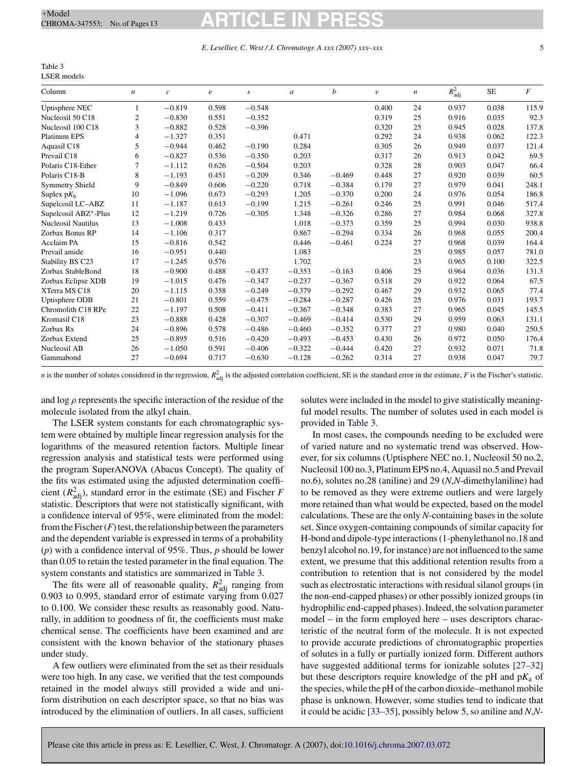Table 3
LSER models

| Column | $n$ | $c$ | $e$ | $s$ | $a$ | $b$ | $v$ | $n$ | $R^2_{adj}$ | SE | $F$ |
|---|---|---|---|---|---|---|---|---|---|---|---|
| Uptisphere NEC | 1 | −0.819 | 0.598 | −0.548 | | | 0.400 | 24 | 0.937 | 0.038 | 115.9 |
| Nucleosil 50 C18 | 2 | −0.830 | 0.551 | −0.352 | | | 0.319 | 25 | 0.916 | 0.035 | 92.3 |
| Nucleosil 100 C18 | 3 | −0.882 | 0.528 | −0.396 | | | 0.320 | 25 | 0.945 | 0.028 | 137.8 |
| Platinum EPS | 4 | −1.327 | 0.351 | | 0.471 | | 0.292 | 24 | 0.938 | 0.062 | 122.3 |
| Aquasil C18 | 5 | −0.944 | 0.462 | −0.190 | 0.284 | | 0.305 | 26 | 0.949 | 0.037 | 121.4 |
| Prevail C18 | 6 | −0.827 | 0.536 | −0.350 | 0.203 | | 0.317 | 26 | 0.913 | 0.042 | 69.5 |
| Polaris C18-Ether | 7 | −1.112 | 0.626 | −0.504 | 0.203 | | 0.328 | 28 | 0.903 | 0.047 | 66.4 |
| Polaris C18-B | 8 | −1.193 | 0.451 | −0.209 | 0.346 | −0.469 | 0.448 | 27 | 0.920 | 0.039 | 60.5 |
| Symmetry Shield | 9 | −0.849 | 0.606 | −0.220 | 0.718 | −0.384 | 0.179 | 27 | 0.979 | 0.041 | 248.1 |
| Suplex p$K_b$ | 10 | −1.096 | 0.673 | −0.293 | 1.205 | −0.370 | 0.200 | 24 | 0.976 | 0.054 | 186.8 |
| Supelcosil LC–ABZ | 11 | −1.187 | 0.613 | −0.199 | 1.215 | −0.261 | 0.246 | 25 | 0.991 | 0.046 | 517.4 |
| Supelcosil ABZ$^+$-Plus | 12 | −1.219 | 0.726 | −0.305 | 1.348 | −0.326 | 0.286 | 27 | 0.984 | 0.068 | 327.8 |
| Nucleosil Nautilus | 13 | −1.008 | 0.433 | | 1.018 | −0.373 | 0.359 | 25 | 0.994 | 0.030 | 938.8 |
| Zorbax Bonus RP | 14 | −1.106 | 0.317 | | 0.867 | −0.294 | 0.334 | 26 | 0.968 | 0.055 | 200.4 |
| Acclaim PA | 15 | −0.816 | 0.542 | | 0.446 | −0.461 | 0.224 | 27 | 0.968 | 0.039 | 164.4 |
| Prevail amide | 16 | −0.951 | 0.440 | | 1.083 | | | 25 | 0.985 | 0.057 | 781.0 |
| Stability BS C23 | 17 | −1.245 | 0.576 | | 1.702 | | | 23 | 0.965 | 0.100 | 322.5 |
| Zorbax StableBond | 18 | −0.900 | 0.488 | −0.437 | −0.353 | −0.163 | 0.406 | 25 | 0.964 | 0.036 | 131.3 |
| Zorbax Eclipse XDB | 19 | −1.015 | 0.476 | −0.347 | −0.237 | −0.367 | 0.518 | 29 | 0.922 | 0.064 | 67.5 |
| XTerra MS C18 | 20 | −1.115 | 0.358 | −0.249 | −0.379 | −0.292 | 0.467 | 29 | 0.932 | 0.065 | 77.4 |
| Uptisphere ODB | 21 | −0.801 | 0.559 | −0.475 | −0.284 | −0.287 | 0.426 | 25 | 0.976 | 0.031 | 193.7 |
| Chromolith C18 RPe | 22 | −1.197 | 0.508 | −0.411 | −0.367 | −0.348 | 0.383 | 27 | 0.965 | 0.045 | 145.5 |
| Kromasil C18 | 23 | −0.888 | 0.428 | −0.307 | −0.469 | −0.414 | 0.530 | 29 | 0.959 | 0.063 | 131.1 |
| Zorbax Rx | 24 | −0.896 | 0.578 | −0.486 | −0.460 | −0.352 | 0.377 | 27 | 0.980 | 0.040 | 250.5 |
| Zorbax Extend | 25 | −0.895 | 0.516 | −0.420 | −0.493 | −0.453 | 0.430 | 26 | 0.972 | 0.050 | 176.4 |
| Nucleosil AB | 26 | −1.050 | 0.591 | −0.406 | −0.322 | −0.444 | 0.420 | 27 | 0.932 | 0.071 | 71.8 |
| Gammabond | 27 | −0.694 | 0.717 | −0.630 | −0.128 | −0.262 | 0.314 | 27 | 0.938 | 0.047 | 79.7 |

$n$ is the number of solutes considered in the regression, $R^2_{adj}$ is the adjusted correlation coefficient, SE is the standard error in the estimate, $F$ is the Fischer's statistic.

and log $\rho$ represents the specific interaction of the residue of the molecule isolated from the alkyl chain.

The LSER system constants for each chromatographic system were obtained by multiple linear regression analysis for the logarithms of the measured retention factors. Multiple linear regression analysis and statistical tests were performed using the program SuperANOVA (Abacus Concept). The quality of the fits was estimated using the adjusted determination coefficient ($R^2_{adj}$), standard error in the estimate (SE) and Fischer $F$ statistic. Descriptors that were not statistically significant, with a confidence interval of 95%, were eliminated from the model: from the Fischer ($F$) test, the relationship between the parameters and the dependent variable is expressed in terms of a probability ($p$) with a confidence interval of 95%. Thus, $p$ should be lower than 0.05 to retain the tested parameter in the final equation. The system constants and statistics are summarized in Table 3.

The fits were all of reasonable quality, $R^2_{adj}$ ranging from 0.903 to 0.995, standard error of estimate varying from 0.027 to 0.100. We consider these results as reasonably good. Naturally, in addition to goodness of fit, the coefficients must make chemical sense. The coefficients have been examined and are consistent with the known behavior of the stationary phases under study.

A few outliers were eliminated from the set as their residuals were too high. In any case, we verified that the test compounds retained in the model always still provided a wide and uniform distribution on each descriptor space, so that no bias was introduced by the elimination of outliers. In all cases, sufficient solutes were included in the model to give statistically meaningful model results. The number of solutes used in each model is provided in Table 3.

In most cases, the compounds needing to be excluded were of varied nature and no systematic trend was observed. However, for six columns (Uptisphere NEC no.1, Nucleosil 50 no.2, Nucleosil 100 no.3, Platinum EPS no.4, Aquasil no.5 and Prevail no.6), solutes no.28 (aniline) and 29 ($N$,$N$-dimethylaniline) had to be removed as they were extreme outliers and were largely more retained than what would be expected, based on the model calculations. These are the only $N$-containing bases in the solute set. Since oxygen-containing compounds of similar capacity for H-bond and dipole-type interactions (1-phenylethanol no.18 and benzyl alcohol no.19, for instance) are not influenced to the same extent, we presume that this additional retention results from a contribution to retention that is not considered by the model such as electrostatic interactions with residual silanol groups (in the non-end-capped phases) or other possibly ionized groups (in hydrophilic end-capped phases). Indeed, the solvation parameter model – in the form employed here – uses descriptors characteristic of the neutral form of the molecule. It is not expected to provide accurate predictions of chromatographic properties of solutes in a fully or partially ionized form. Different authors have suggested additional terms for ionizable solutes [27–32] but these descriptors require knowledge of the pH and p$K_a$ of the species, while the pH of the carbon dioxide–methanol mobile phase is unknown. However, some studies tend to indicate that it could be acidic [33–35], possibly below 5, so aniline and $N$,$N$-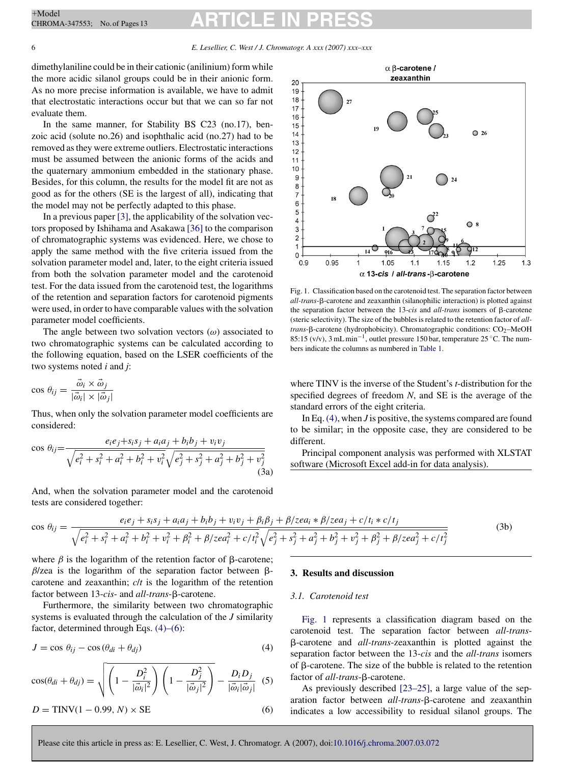dimethylaniline could be in their cationic (anilinium) form while the more acidic silanol groups could be in their anionic form. As no more precise information is available, we have to admit that electrostatic interactions occur but that we can so far not evaluate them.

In the same manner, for Stability BS C23 (no.17), benzoic acid (solute no.26) and isophthalic acid (no.27) had to be removed as they were extreme outliers. Electrostatic interactions must be assumed between the anionic forms of the acids and the quaternary ammonium embedded in the stationary phase. Besides, for this column, the results for the model fit are not as good as for the others (SE is the largest of all), indicating that the model may not be perfectly adapted to this phase.

In a previous paper [3], the applicability of the solvation vectors proposed by Ishihama and Asakawa [36] to the comparison of chromatographic systems was evidenced. Here, we chose to apply the same method with the five criteria issued from the solvation parameter model and, later, to the eight criteria issued from both the solvation parameter model and the carotenoid test. For the data issued from the carotenoid test, the logarithms of the retention and separation factors for carotenoid pigments were used, in order to have comparable values with the solvation parameter model coefficients.

The angle between two solvation vectors ($\omega$) associated to two chromatographic systems can be calculated according to the following equation, based on the LSER coefficients of the two systems noted $i$ and $j$:

$$\cos\,\theta_{ij} = \frac{\vec{\omega}_i \times \vec{\omega}_j}{|\vec{\omega}_i| \times |\vec{\omega}_j|}$$

Thus, when only the solvation parameter model coefficients are considered:

$$\cos\,\theta_{ij}=\frac{e_ie_j+s_is_j+a_ia_j+b_ib_j+v_iv_j}{\sqrt{e_i^2+s_i^2+a_i^2+b_i^2+v_i^2}\sqrt{e_j^2+s_j^2+a_j^2+b_j^2+v_j^2}} \tag{3a}$$

And, when the solvation parameter model and the carotenoid tests are considered together:

$$\cos\,\theta_{ij}=\frac{e_ie_j+s_is_j+a_ia_j+b_ib_j+v_iv_j+\beta_i\beta_j+\beta/zea_i*\beta/zea_j+c/t_i*c/t_j}{\sqrt{e_i^2+s_i^2+a_i^2+b_i^2+v_i^2+\beta_i^2+\beta/zea_i^2+c/t_i^2}\sqrt{e_j^2+s_j^2+a_j^2+b_j^2+v_j^2+\beta_j^2+\beta/zea_j^2+c/t_j^2}} \tag{3b}$$

where $\beta$ is the logarithm of the retention factor of β-carotene; $\beta$/zea is the logarithm of the separation factor between β-carotene and zeaxanthin; $c/t$ is the logarithm of the retention factor between 13-*cis*- and *all-trans*-β-carotene.

Furthermore, the similarity between two chromatographic systems is evaluated through the calculation of the $J$ similarity factor, determined through Eqs. (4)–(6):

$$J = \cos\,\theta_{ij} - \cos\left(\theta_{di}+\theta_{dj}\right) \tag{4}$$

$$\cos(\theta_{di}+\theta_{dj}) = \sqrt{\left(1-\frac{D_i^2}{|\vec{\omega}_i|^2}\right)\left(1-\frac{D_j^2}{|\vec{\omega}_j|^2}\right)} - \frac{D_iD_j}{|\vec{\omega}_i||\vec{\omega}_j|} \tag{5}$$

$$D = \mathrm{TINV}(1-0.99, N) \times \mathrm{SE} \tag{6}$$

Fig. 1. Classification based on the carotenoid test. The separation factor between *all-trans*-β-carotene and zeaxanthin (silanophilic interaction) is plotted against the separation factor between the 13-*cis* and *all-trans* isomers of β-carotene (steric selectivity). The size of the bubbles is related to the retention factor of *all-trans*-β-carotene (hydrophobicity). Chromatographic conditions: $CO_2$–MeOH 85:15 (v/v), 3 mL min$^{-1}$, outlet pressure 150 bar, temperature 25 °C. The numbers indicate the columns as numbered in Table 1.

where TINV is the inverse of the Student's $t$-distribution for the specified degrees of freedom $N$, and SE is the average of the standard errors of the eight criteria.

In Eq. (4), when $J$ is positive, the systems compared are found to be similar; in the opposite case, they are considered to be different.

Principal component analysis was performed with XLSTAT software (Microsoft Excel add-in for data analysis).

## 3. Results and discussion

### 3.1. Carotenoid test

Fig. 1 represents a classification diagram based on the carotenoid test. The separation factor between *all-trans*-β-carotene and *all-trans*-zeaxanthin is plotted against the separation factor between the 13-*cis* and the *all-trans* isomers of β-carotene. The size of the bubble is related to the retention factor of *all-trans*-β-carotene.

As previously described [23–25], a large value of the separation factor between *all-trans*-β-carotene and zeaxanthin indicates a low accessibility to residual silanol groups. The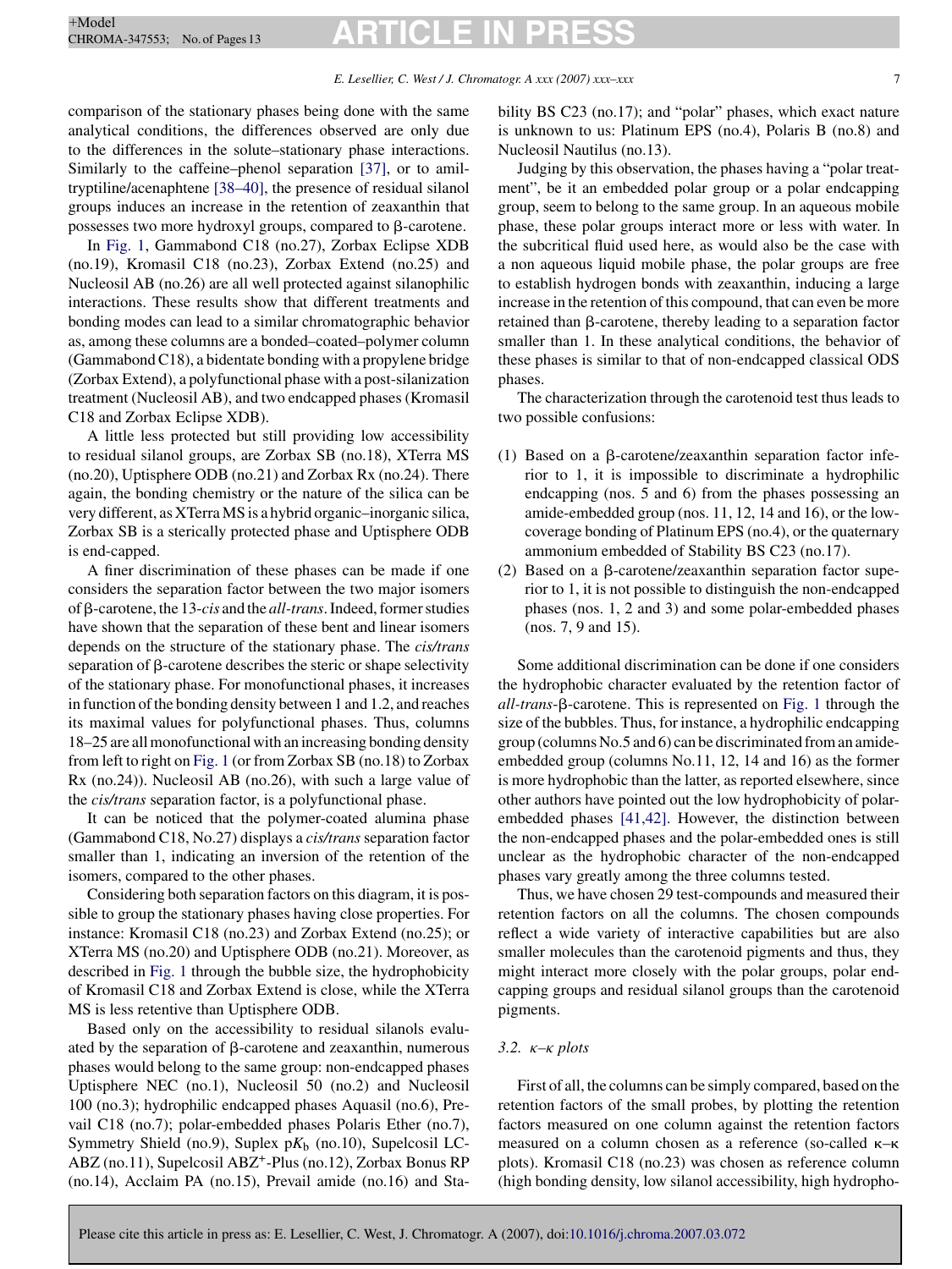comparison of the stationary phases being done with the same analytical conditions, the differences observed are only due to the differences in the solute–stationary phase interactions. Similarly to the caffeine–phenol separation [37], or to amiltryptiline/acenaphtene [38–40], the presence of residual silanol groups induces an increase in the retention of zeaxanthin that possesses two more hydroxyl groups, compared to β-carotene.

In Fig. 1, Gammabond C18 (no.27), Zorbax Eclipse XDB (no.19), Kromasil C18 (no.23), Zorbax Extend (no.25) and Nucleosil AB (no.26) are all well protected against silanophilic interactions. These results show that different treatments and bonding modes can lead to a similar chromatographic behavior as, among these columns are a bonded–coated–polymer column (Gammabond C18), a bidentate bonding with a propylene bridge (Zorbax Extend), a polyfunctional phase with a post-silanization treatment (Nucleosil AB), and two endcapped phases (Kromasil C18 and Zorbax Eclipse XDB).

A little less protected but still providing low accessibility to residual silanol groups, are Zorbax SB (no.18), XTerra MS (no.20), Uptisphere ODB (no.21) and Zorbax Rx (no.24). There again, the bonding chemistry or the nature of the silica can be very different, as XTerra MS is a hybrid organic–inorganic silica, Zorbax SB is a sterically protected phase and Uptisphere ODB is end-capped.

A finer discrimination of these phases can be made if one considers the separation factor between the two major isomers of β-carotene, the 13-*cis* and the *all-trans*. Indeed, former studies have shown that the separation of these bent and linear isomers depends on the structure of the stationary phase. The *cis/trans* separation of β-carotene describes the steric or shape selectivity of the stationary phase. For monofunctional phases, it increases in function of the bonding density between 1 and 1.2, and reaches its maximal values for polyfunctional phases. Thus, columns 18–25 are all monofunctional with an increasing bonding density from left to right on Fig. 1 (or from Zorbax SB (no.18) to Zorbax Rx (no.24)). Nucleosil AB (no.26), with such a large value of the *cis/trans* separation factor, is a polyfunctional phase.

It can be noticed that the polymer-coated alumina phase (Gammabond C18, No.27) displays a *cis/trans* separation factor smaller than 1, indicating an inversion of the retention of the isomers, compared to the other phases.

Considering both separation factors on this diagram, it is possible to group the stationary phases having close properties. For instance: Kromasil C18 (no.23) and Zorbax Extend (no.25); or XTerra MS (no.20) and Uptisphere ODB (no.21). Moreover, as described in Fig. 1 through the bubble size, the hydrophobicity of Kromasil C18 and Zorbax Extend is close, while the XTerra MS is less retentive than Uptisphere ODB.

Based only on the accessibility to residual silanols evaluated by the separation of β-carotene and zeaxanthin, numerous phases would belong to the same group: non-endcapped phases Uptisphere NEC (no.1), Nucleosil 50 (no.2) and Nucleosil 100 (no.3); hydrophilic endcapped phases Aquasil (no.6), Prevail C18 (no.7); polar-embedded phases Polaris Ether (no.7), Symmetry Shield (no.9), Suplex p$K_b$ (no.10), Supelcosil LC-ABZ (no.11), Supelcosil ABZ$^+$-Plus (no.12), Zorbax Bonus RP (no.14), Acclaim PA (no.15), Prevail amide (no.16) and Stability BS C23 (no.17); and "polar" phases, which exact nature is unknown to us: Platinum EPS (no.4), Polaris B (no.8) and Nucleosil Nautilus (no.13).

Judging by this observation, the phases having a "polar treatment", be it an embedded polar group or a polar endcapping group, seem to belong to the same group. In an aqueous mobile phase, these polar groups interact more or less with water. In the subcritical fluid used here, as would also be the case with a non aqueous liquid mobile phase, the polar groups are free to establish hydrogen bonds with zeaxanthin, inducing a large increase in the retention of this compound, that can even be more retained than β-carotene, thereby leading to a separation factor smaller than 1. In these analytical conditions, the behavior of these phases is similar to that of non-endcapped classical ODS phases.

The characterization through the carotenoid test thus leads to two possible confusions:

1. Based on a β-carotene/zeaxanthin separation factor inferior to 1, it is impossible to discriminate a hydrophilic endcapping (nos. 5 and 6) from the phases possessing an amide-embedded group (nos. 11, 12, 14 and 16), or the low-coverage bonding of Platinum EPS (no.4), or the quaternary ammonium embedded of Stability BS C23 (no.17).
2. Based on a β-carotene/zeaxanthin separation factor superior to 1, it is not possible to distinguish the non-endcapped phases (nos. 1, 2 and 3) and some polar-embedded phases (nos. 7, 9 and 15).

Some additional discrimination can be done if one considers the hydrophobic character evaluated by the retention factor of *all-trans*-β-carotene. This is represented on Fig. 1 through the size of the bubbles. Thus, for instance, a hydrophilic endcapping group (columns No.5 and 6) can be discriminated from an amide-embedded group (columns No.11, 12, 14 and 16) as the former is more hydrophobic than the latter, as reported elsewhere, since other authors have pointed out the low hydrophobicity of polar-embedded phases [41,42]. However, the distinction between the non-endcapped phases and the polar-embedded ones is still unclear as the hydrophobic character of the non-endcapped phases vary greatly among the three columns tested.

Thus, we have chosen 29 test-compounds and measured their retention factors on all the columns. The chosen compounds reflect a wide variety of interactive capabilities but are also smaller molecules than the carotenoid pigments and thus, they might interact more closely with the polar groups, polar endcapping groups and residual silanol groups than the carotenoid pigments.

### 3.2. κ–κ plots

First of all, the columns can be simply compared, based on the retention factors of the small probes, by plotting the retention factors measured on one column against the retention factors measured on a column chosen as a reference (so-called κ–κ plots). Kromasil C18 (no.23) was chosen as reference column (high bonding density, low silanol accessibility, high hydropho-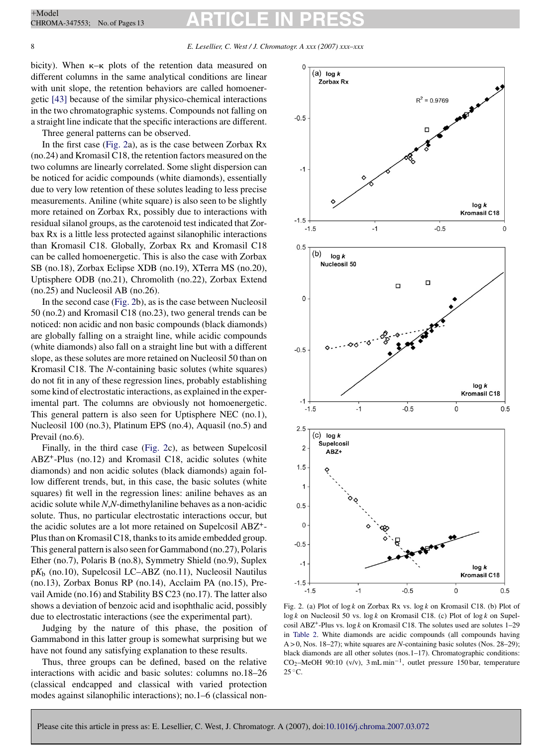bicity). When κ–κ plots of the retention data measured on different columns in the same analytical conditions are linear with unit slope, the retention behaviors are called homoenergetic [43] because of the similar physico-chemical interactions in the two chromatographic systems. Compounds not falling on a straight line indicate that the specific interactions are different.

Three general patterns can be observed.

In the first case (Fig. 2a), as is the case between Zorbax Rx (no.24) and Kromasil C18, the retention factors measured on the two columns are linearly correlated. Some slight dispersion can be noticed for acidic compounds (white diamonds), essentially due to very low retention of these solutes leading to less precise measurements. Aniline (white square) is also seen to be slightly more retained on Zorbax Rx, possibly due to interactions with residual silanol groups, as the carotenoid test indicated that Zorbax Rx is a little less protected against silanophilic interactions than Kromasil C18. Globally, Zorbax Rx and Kromasil C18 can be called homoenergetic. This is also the case with Zorbax SB (no.18), Zorbax Eclipse XDB (no.19), XTerra MS (no.20), Uptisphere ODB (no.21), Chromolith (no.22), Zorbax Extend (no.25) and Nucleosil AB (no.26).

In the second case (Fig. 2b), as is the case between Nucleosil 50 (no.2) and Kromasil C18 (no.23), two general trends can be noticed: non acidic and non basic compounds (black diamonds) are globally falling on a straight line, while acidic compounds (white diamonds) also fall on a straight line but with a different slope, as these solutes are more retained on Nucleosil 50 than on Kromasil C18. The *N*-containing basic solutes (white squares) do not fit in any of these regression lines, probably establishing some kind of electrostatic interactions, as explained in the experimental part. The columns are obviously not homoenergetic. This general pattern is also seen for Uptisphere NEC (no.1), Nucleosil 100 (no.3), Platinum EPS (no.4), Aquasil (no.5) and Prevail (no.6).

Finally, in the third case (Fig. 2c), as between Supelcosil ABZ$^+$-Plus (no.12) and Kromasil C18, acidic solutes (white diamonds) and non acidic solutes (black diamonds) again follow different trends, but, in this case, the basic solutes (white squares) fit well in the regression lines: aniline behaves as an acidic solute while *N*,*N*-dimethylaniline behaves as a non-acidic solute. Thus, no particular electrostatic interactions occur, but the acidic solutes are a lot more retained on Supelcosil ABZ$^+$-Plus than on Kromasil C18, thanks to its amide embedded group. This general pattern is also seen for Gammabond (no.27), Polaris Ether (no.7), Polaris B (no.8), Symmetry Shield (no.9), Suplex p$K_b$ (no.10), Supelcosil LC–ABZ (no.11), Nucleosil Nautilus (no.13), Zorbax Bonus RP (no.14), Acclaim PA (no.15), Prevail Amide (no.16) and Stability BS C23 (no.17). The latter also shows a deviation of benzoic acid and isophthalic acid, possibly due to electrostatic interactions (see the experimental part).

Judging by the nature of this phase, the position of Gammabond in this latter group is somewhat surprising but we have not found any satisfying explanation to these results.

Thus, three groups can be defined, based on the relative interactions with acidic and basic solutes: columns no.18–26 (classical endcapped and classical with varied protection modes against silanophilic interactions); no.1–6 (classical non-

Fig. 2. (a) Plot of log *k* on Zorbax Rx vs. log *k* on Kromasil C18. (b) Plot of log *k* on Nucleosil 50 vs. log *k* on Kromasil C18. (c) Plot of log *k* on Supelcosil ABZ$^+$-Plus vs. log *k* on Kromasil C18. The solutes used are solutes 1–29 in Table 2. White diamonds are acidic compounds (all compounds having A > 0, Nos. 18–27); white squares are *N*-containing basic solutes (Nos. 28–29); black diamonds are all other solutes (nos.1–17). Chromatographic conditions: $CO_2$–MeOH 90:10 (v/v), 3 mL min$^{-1}$, outlet pressure 150 bar, temperature 25 °C.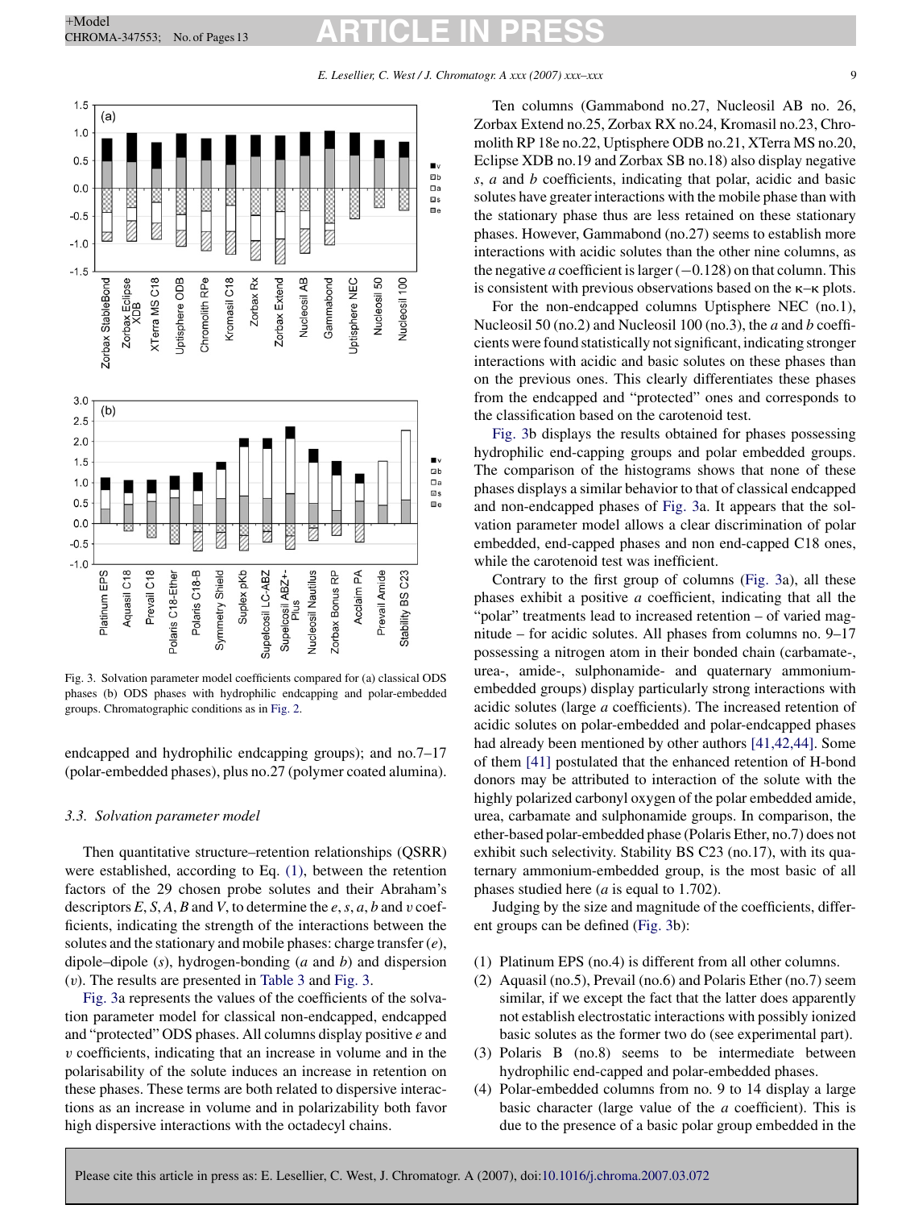Fig. 3. Solvation parameter model coefficients compared for (a) classical ODS phases (b) ODS phases with hydrophilic endcapping and polar-embedded groups. Chromatographic conditions as in Fig. 2.

endcapped and hydrophilic endcapping groups); and no.7–17 (polar-embedded phases), plus no.27 (polymer coated alumina).

### 3.3. Solvation parameter model

Then quantitative structure–retention relationships (QSRR) were established, according to Eq. (1), between the retention factors of the 29 chosen probe solutes and their Abraham's descriptors $E, S, A, B$ and $V$, to determine the $e, s, a, b$ and $v$ coefficients, indicating the strength of the interactions between the solutes and the stationary and mobile phases: charge transfer ($e$), dipole–dipole ($s$), hydrogen-bonding ($a$ and $b$) and dispersion ($v$). The results are presented in Table 3 and Fig. 3.

Fig. 3a represents the values of the coefficients of the solvation parameter model for classical non-endcapped, endcapped and "protected" ODS phases. All columns display positive $e$ and $v$ coefficients, indicating that an increase in volume and in the polarisability of the solute induces an increase in retention on these phases. These terms are both related to dispersive interactions as an increase in volume and in polarizability both favor high dispersive interactions with the octadecyl chains.

Ten columns (Gammabond no.27, Nucleosil AB no. 26, Zorbax Extend no.25, Zorbax RX no.24, Kromasil no.23, Chromolith RP 18e no.22, Uptisphere ODB no.21, XTerra MS no.20, Eclipse XDB no.19 and Zorbax SB no.18) also display negative $s$, $a$ and $b$ coefficients, indicating that polar, acidic and basic solutes have greater interactions with the mobile phase than with the stationary phase thus are less retained on these stationary phases. However, Gammabond (no.27) seems to establish more interactions with acidic solutes than the other nine columns, as the negative $a$ coefficient is larger (−0.128) on that column. This is consistent with previous observations based on the κ–κ plots.

For the non-endcapped columns Uptisphere NEC (no.1), Nucleosil 50 (no.2) and Nucleosil 100 (no.3), the $a$ and $b$ coefficients were found statistically not significant, indicating stronger interactions with acidic and basic solutes on these phases than on the previous ones. This clearly differentiates these phases from the endcapped and "protected" ones and corresponds to the classification based on the carotenoid test.

Fig. 3b displays the results obtained for phases possessing hydrophilic end-capping groups and polar embedded groups. The comparison of the histograms shows that none of these phases displays a similar behavior to that of classical endcapped and non-endcapped phases of Fig. 3a. It appears that the solvation parameter model allows a clear discrimination of polar embedded, end-capped phases and non end-capped C18 ones, while the carotenoid test was inefficient.

Contrary to the first group of columns (Fig. 3a), all these phases exhibit a positive $a$ coefficient, indicating that all the "polar" treatments lead to increased retention – of varied magnitude – for acidic solutes. All phases from columns no. 9–17 possessing a nitrogen atom in their bonded chain (carbamate-, urea-, amide-, sulphonamide- and quaternary ammonium-embedded groups) display particularly strong interactions with acidic solutes (large $a$ coefficients). The increased retention of acidic solutes on polar-embedded and polar-endcapped phases had already been mentioned by other authors [41,42,44]. Some of them [41] postulated that the enhanced retention of H-bond donors may be attributed to interaction of the solute with the highly polarized carbonyl oxygen of the polar embedded amide, urea, carbamate and sulphonamide groups. In comparison, the ether-based polar-embedded phase (Polaris Ether, no.7) does not exhibit such selectivity. Stability BS C23 (no.17), with its quaternary ammonium-embedded group, is the most basic of all phases studied here ($a$ is equal to 1.702).

Judging by the size and magnitude of the coefficients, different groups can be defined (Fig. 3b):

1. Platinum EPS (no.4) is different from all other columns.
2. Aquasil (no.5), Prevail (no.6) and Polaris Ether (no.7) seem similar, if we except the fact that the latter does apparently not establish electrostatic interactions with possibly ionized basic solutes as the former two do (see experimental part).
3. Polaris B (no.8) seems to be intermediate between hydrophilic end-capped and polar-embedded phases.
4. Polar-embedded columns from no. 9 to 14 display a large basic character (large value of the $a$ coefficient). This is due to the presence of a basic polar group embedded in the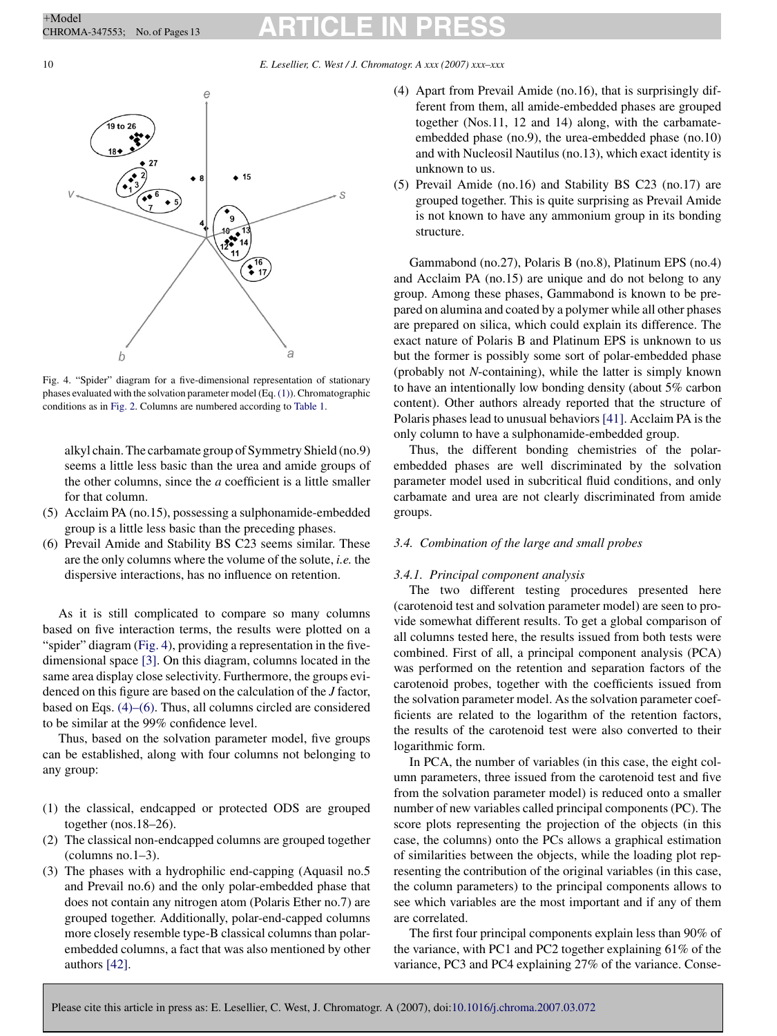Fig. 4. “Spider” diagram for a five-dimensional representation of stationary phases evaluated with the solvation parameter model (Eq. (1)). Chromatographic conditions as in Fig. 2. Columns are numbered according to Table 1.

alkyl chain. The carbamate group of Symmetry Shield (no.9) seems a little less basic than the urea and amide groups of the other columns, since the *a* coefficient is a little smaller for that column.

(5) Acclaim PA (no.15), possessing a sulphonamide-embedded group is a little less basic than the preceding phases.
(6) Prevail Amide and Stability BS C23 seems similar. These are the only columns where the volume of the solute, *i.e.* the dispersive interactions, has no influence on retention.

As it is still complicated to compare so many columns based on five interaction terms, the results were plotted on a “spider” diagram (Fig. 4), providing a representation in the five-dimensional space [3]. On this diagram, columns located in the same area display close selectivity. Furthermore, the groups evidenced on this figure are based on the calculation of the *J* factor, based on Eqs. (4)–(6). Thus, all columns circled are considered to be similar at the 99% confidence level.

Thus, based on the solvation parameter model, five groups can be established, along with four columns not belonging to any group:

(1) the classical, endcapped or protected ODS are grouped together (nos.18–26).
(2) The classical non-endcapped columns are grouped together (columns no.1–3).
(3) The phases with a hydrophilic end-capping (Aquasil no.5 and Prevail no.6) and the only polar-embedded phase that does not contain any nitrogen atom (Polaris Ether no.7) are grouped together. Additionally, polar-end-capped columns more closely resemble type-B classical columns than polar-embedded columns, a fact that was also mentioned by other authors [42].
(4) Apart from Prevail Amide (no.16), that is surprisingly different from them, all amide-embedded phases are grouped together (Nos.11, 12 and 14) along, with the carbamate-embedded phase (no.9), the urea-embedded phase (no.10) and with Nucleosil Nautilus (no.13), which exact identity is unknown to us.
(5) Prevail Amide (no.16) and Stability BS C23 (no.17) are grouped together. This is quite surprising as Prevail Amide is not known to have any ammonium group in its bonding structure.

Gammabond (no.27), Polaris B (no.8), Platinum EPS (no.4) and Acclaim PA (no.15) are unique and do not belong to any group. Among these phases, Gammabond is known to be prepared on alumina and coated by a polymer while all other phases are prepared on silica, which could explain its difference. The exact nature of Polaris B and Platinum EPS is unknown to us but the former is possibly some sort of polar-embedded phase (probably not *N*-containing), while the latter is simply known to have an intentionally low bonding density (about 5% carbon content). Other authors already reported that the structure of Polaris phases lead to unusual behaviors [41]. Acclaim PA is the only column to have a sulphonamide-embedded group.

Thus, the different bonding chemistries of the polar-embedded phases are well discriminated by the solvation parameter model used in subcritical fluid conditions, and only carbamate and urea are not clearly discriminated from amide groups.

### 3.4. Combination of the large and small probes

#### 3.4.1. Principal component analysis

The two different testing procedures presented here (carotenoid test and solvation parameter model) are seen to provide somewhat different results. To get a global comparison of all columns tested here, the results issued from both tests were combined. First of all, a principal component analysis (PCA) was performed on the retention and separation factors of the carotenoid probes, together with the coefficients issued from the solvation parameter model. As the solvation parameter coefficients are related to the logarithm of the retention factors, the results of the carotenoid test were also converted to their logarithmic form.

In PCA, the number of variables (in this case, the eight column parameters, three issued from the carotenoid test and five from the solvation parameter model) is reduced onto a smaller number of new variables called principal components (PC). The score plots representing the projection of the objects (in this case, the columns) onto the PCs allows a graphical estimation of similarities between the objects, while the loading plot representing the contribution of the original variables (in this case, the column parameters) to the principal components allows to see which variables are the most important and if any of them are correlated.

The first four principal components explain less than 90% of the variance, with PC1 and PC2 together explaining 61% of the variance, PC3 and PC4 explaining 27% of the variance. Conse-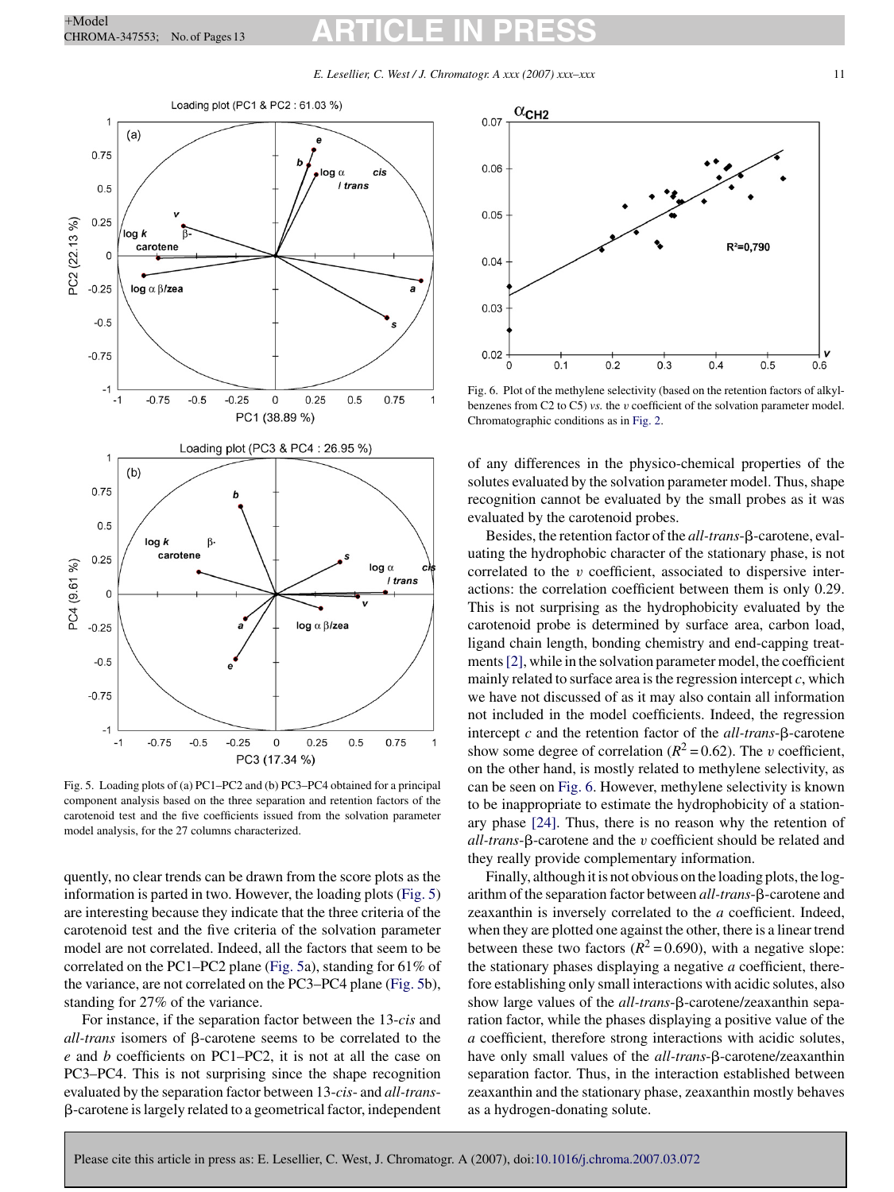Fig. 5. Loading plots of (a) PC1–PC2 and (b) PC3–PC4 obtained for a principal component analysis based on the three separation and retention factors of the carotenoid test and the five coefficients issued from the solvation parameter model analysis, for the 27 columns characterized.

quently, no clear trends can be drawn from the score plots as the information is parted in two. However, the loading plots (Fig. 5) are interesting because they indicate that the three criteria of the carotenoid test and the five criteria of the solvation parameter model are not correlated. Indeed, all the factors that seem to be correlated on the PC1–PC2 plane (Fig. 5a), standing for 61% of the variance, are not correlated on the PC3–PC4 plane (Fig. 5b), standing for 27% of the variance.

For instance, if the separation factor between the 13-*cis* and *all-trans* isomers of β-carotene seems to be correlated to the *e* and *b* coefficients on PC1–PC2, it is not at all the case on PC3–PC4. This is not surprising since the shape recognition evaluated by the separation factor between 13-*cis*- and *all-trans*-β-carotene is largely related to a geometrical factor, independent of any differences in the physico-chemical properties of the solutes evaluated by the solvation parameter model. Thus, shape recognition cannot be evaluated by the small probes as it was evaluated by the carotenoid probes.

Fig. 6. Plot of the methylene selectivity (based on the retention factors of alkylbenzenes from C2 to C5) *vs.* the *v* coefficient of the solvation parameter model. Chromatographic conditions as in Fig. 2.

Besides, the retention factor of the *all-trans*-β-carotene, evaluating the hydrophobic character of the stationary phase, is not correlated to the *v* coefficient, associated to dispersive interactions: the correlation coefficient between them is only 0.29. This is not surprising as the hydrophobicity evaluated by the carotenoid probe is determined by surface area, carbon load, ligand chain length, bonding chemistry and end-capping treatments [2], while in the solvation parameter model, the coefficient mainly related to surface area is the regression intercept *c*, which we have not discussed of as it may also contain all information not included in the model coefficients. Indeed, the regression intercept *c* and the retention factor of the *all-trans*-β-carotene show some degree of correlation ($R^2 = 0.62$). The *v* coefficient, on the other hand, is mostly related to methylene selectivity, as can be seen on Fig. 6. However, methylene selectivity is known to be inappropriate to estimate the hydrophobicity of a stationary phase [24]. Thus, there is no reason why the retention of *all-trans*-β-carotene and the *v* coefficient should be related and they really provide complementary information.

Finally, although it is not obvious on the loading plots, the logarithm of the separation factor between *all-trans*-β-carotene and zeaxanthin is inversely correlated to the *a* coefficient. Indeed, when they are plotted one against the other, there is a linear trend between these two factors ($R^2 = 0.690$), with a negative slope: the stationary phases displaying a negative *a* coefficient, therefore establishing only small interactions with acidic solutes, also show large values of the *all-trans*-β-carotene/zeaxanthin separation factor, while the phases displaying a positive value of the *a* coefficient, therefore strong interactions with acidic solutes, have only small values of the *all-trans*-β-carotene/zeaxanthin separation factor. Thus, in the interaction established between zeaxanthin and the stationary phase, zeaxanthin mostly behaves as a hydrogen-donating solute.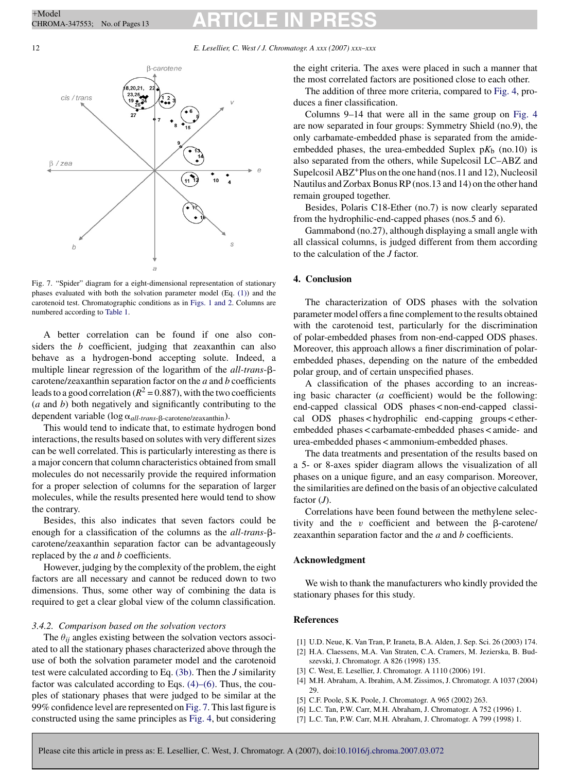Fig. 7. "Spider" diagram for a eight-dimensional representation of stationary phases evaluated with both the solvation parameter model (Eq. (1)) and the carotenoid test. Chromatographic conditions as in Figs. 1 and 2. Columns are numbered according to Table 1.

A better correlation can be found if one also considers the $b$ coefficient, judging that zeaxanthin can also behave as a hydrogen-bond accepting solute. Indeed, a multiple linear regression of the logarithm of the *all-trans*-β-carotene/zeaxanthin separation factor on the $a$ and $b$ coefficients leads to a good correlation ($R^2 = 0.887$), with the two coefficients ($a$ and $b$) both negatively and significantly contributing to the dependent variable ($\log \alpha_{all\text{-}trans\text{-}\beta\text{-carotene/zeaxanthin}}$).

This would tend to indicate that, to estimate hydrogen bond interactions, the results based on solutes with very different sizes can be well correlated. This is particularly interesting as there is a major concern that column characteristics obtained from small molecules do not necessarily provide the required information for a proper selection of columns for the separation of larger molecules, while the results presented here would tend to show the contrary.

Besides, this also indicates that seven factors could be enough for a classification of the columns as the *all-trans*-β-carotene/zeaxanthin separation factor can be advantageously replaced by the $a$ and $b$ coefficients.

However, judging by the complexity of the problem, the eight factors are all necessary and cannot be reduced down to two dimensions. Thus, some other way of combining the data is required to get a clear global view of the column classification.

### 3.4.2. Comparison based on the solvation vectors

The $\theta_{ij}$ angles existing between the solvation vectors associated to all the stationary phases characterized above through the use of both the solvation parameter model and the carotenoid test were calculated according to Eq. (3b). Then the $J$ similarity factor was calculated according to Eqs. (4)–(6). Thus, the couples of stationary phases that were judged to be similar at the 99% confidence level are represented on Fig. 7. This last figure is constructed using the same principles as Fig. 4, but considering the eight criteria. The axes were placed in such a manner that the most correlated factors are positioned close to each other.

The addition of three more criteria, compared to Fig. 4, produces a finer classification.

Columns 9–14 that were all in the same group on Fig. 4 are now separated in four groups: Symmetry Shield (no.9), the only carbamate-embedded phase is separated from the amide-embedded phases, the urea-embedded Suplex p$K_b$ (no.10) is also separated from the others, while Supelcosil LC–ABZ and Supelcosil ABZ$^+$Plus on the one hand (nos.11 and 12), Nucleosil Nautilus and Zorbax Bonus RP (nos.13 and 14) on the other hand remain grouped together.

Besides, Polaris C18-Ether (no.7) is now clearly separated from the hydrophilic-end-capped phases (nos.5 and 6).

Gammabond (no.27), although displaying a small angle with all classical columns, is judged different from them according to the calculation of the $J$ factor.

## 4. Conclusion

The characterization of ODS phases with the solvation parameter model offers a fine complement to the results obtained with the carotenoid test, particularly for the discrimination of polar-embedded phases from non-end-capped ODS phases. Moreover, this approach allows a finer discrimination of polar-embedded phases, depending on the nature of the embedded polar group, and of certain unspecified phases.

A classification of the phases according to an increasing basic character ($a$ coefficient) would be the following: end-capped classical ODS phases < non-end-capped classical ODS phases < hydrophilic end-capping groups < ether-embedded phases < carbamate-embedded phases < amide- and urea-embedded phases < ammonium-embedded phases.

The data treatments and presentation of the results based on a 5- or 8-axes spider diagram allows the visualization of all phases on a unique figure, and an easy comparison. Moreover, the similarities are defined on the basis of an objective calculated factor ($J$).

Correlations have been found between the methylene selectivity and the $v$ coefficient and between the β-carotene/zeaxanthin separation factor and the $a$ and $b$ coefficients.

## Acknowledgment

We wish to thank the manufacturers who kindly provided the stationary phases for this study.

## References

[1] U.D. Neue, K. Van Tran, P. Iraneta, B.A. Alden, J. Sep. Sci. 26 (2003) 174.
[2] H.A. Claessens, M.A. Van Straten, C.A. Cramers, M. Jezierska, B. Buszewski, J. Chromatogr. A 826 (1998) 135.
[3] C. West, E. Lesellier, J. Chromatogr. A 1110 (2006) 191.
[4] M.H. Abraham, A. Ibrahim, A.M. Zissimos, J. Chromatogr. A 1037 (2004) 29.
[5] C.F. Poole, S.K. Poole, J. Chromatogr. A 965 (2002) 263.
[6] L.C. Tan, P.W. Carr, M.H. Abraham, J. Chromatogr. A 752 (1996) 1.
[7] L.C. Tan, P.W. Carr, M.H. Abraham, J. Chromatogr. A 799 (1998) 1.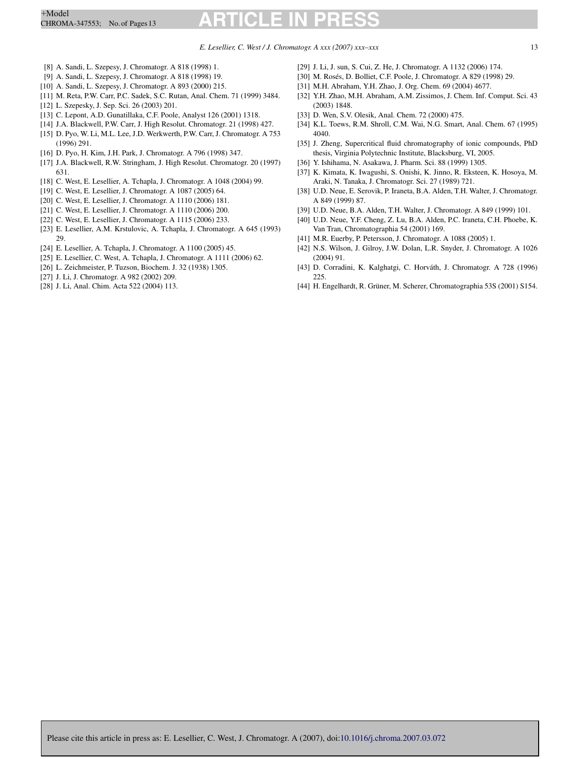[8] A. Sandi, L. Szepesy, J. Chromatogr. A 818 (1998) 1.
[9] A. Sandi, L. Szepesy, J. Chromatogr. A 818 (1998) 19.
[10] A. Sandi, L. Szepesy, J. Chromatogr. A 893 (2000) 215.
[11] M. Reta, P.W. Carr, P.C. Sadek, S.C. Rutan, Anal. Chem. 71 (1999) 3484.
[12] L. Szepesky, J. Sep. Sci. 26 (2003) 201.
[13] C. Lepont, A.D. Gunatillaka, C.F. Poole, Analyst 126 (2001) 1318.
[14] J.A. Blackwell, P.W. Carr, J. High Resolut. Chromatogr. 21 (1998) 427.
[15] D. Pyo, W. Li, M.L. Lee, J.D. Werkwerth, P.W. Carr, J. Chromatogr. A 753 (1996) 291.
[16] D. Pyo, H. Kim, J.H. Park, J. Chromatogr. A 796 (1998) 347.
[17] J.A. Blackwell, R.W. Stringham, J. High Resolut. Chromatogr. 20 (1997) 631.
[18] C. West, E. Lesellier, A. Tchapla, J. Chromatogr. A 1048 (2004) 99.
[19] C. West, E. Lesellier, J. Chromatogr. A 1087 (2005) 64.
[20] C. West, E. Lesellier, J. Chromatogr. A 1110 (2006) 181.
[21] C. West, E. Lesellier, J. Chromatogr. A 1110 (2006) 200.
[22] C. West, E. Lesellier, J. Chromatogr. A 1115 (2006) 233.
[23] E. Lesellier, A.M. Krstulovic, A. Tchapla, J. Chromatogr. A 645 (1993) 29.
[24] E. Lesellier, A. Tchapla, J. Chromatogr. A 1100 (2005) 45.
[25] E. Lesellier, C. West, A. Tchapla, J. Chromatogr. A 1111 (2006) 62.
[26] L. Zeichmeister, P. Tuzson, Biochem. J. 32 (1938) 1305.
[27] J. Li, J. Chromatogr. A 982 (2002) 209.
[28] J. Li, Anal. Chim. Acta 522 (2004) 113.
[29] J. Li, J. sun, S. Cui, Z. He, J. Chromatogr. A 1132 (2006) 174.
[30] M. Rosés, D. Bolliet, C.F. Poole, J. Chromatogr. A 829 (1998) 29.
[31] M.H. Abraham, Y.H. Zhao, J. Org. Chem. 69 (2004) 4677.
[32] Y.H. Zhao, M.H. Abraham, A.M. Zissimos, J. Chem. Inf. Comput. Sci. 43 (2003) 1848.
[33] D. Wen, S.V. Olesik, Anal. Chem. 72 (2000) 475.
[34] K.L. Toews, R.M. Shroll, C.M. Wai, N.G. Smart, Anal. Chem. 67 (1995) 4040.
[35] J. Zheng, Supercritical fluid chromatography of ionic compounds, PhD thesis, Virginia Polytechnic Institute, Blacksburg, VI, 2005.
[36] Y. Ishihama, N. Asakawa, J. Pharm. Sci. 88 (1999) 1305.
[37] K. Kimata, K. Iwagushi, S. Onishi, K. Jinno, R. Eksteen, K. Hosoya, M. Araki, N. Tanaka, J. Chromatogr. Sci. 27 (1989) 721.
[38] U.D. Neue, E. Serovik, P. Iraneta, B.A. Alden, T.H. Walter, J. Chromatogr. A 849 (1999) 87.
[39] U.D. Neue, B.A. Alden, T.H. Walter, J. Chromatogr. A 849 (1999) 101.
[40] U.D. Neue, Y.F. Cheng, Z. Lu, B.A. Alden, P.C. Iraneta, C.H. Phoebe, K. Van Tran, Chromatographia 54 (2001) 169.
[41] M.R. Euerby, P. Petersson, J. Chromatogr. A 1088 (2005) 1.
[42] N.S. Wilson, J. Gilroy, J.W. Dolan, L.R. Snyder, J. Chromatogr. A 1026 (2004) 91.
[43] D. Corradini, K. Kalghatgi, C. Horváth, J. Chromatogr. A 728 (1996) 225.
[44] H. Engelhardt, R. Grüner, M. Scherer, Chromatographia 53S (2001) S154.